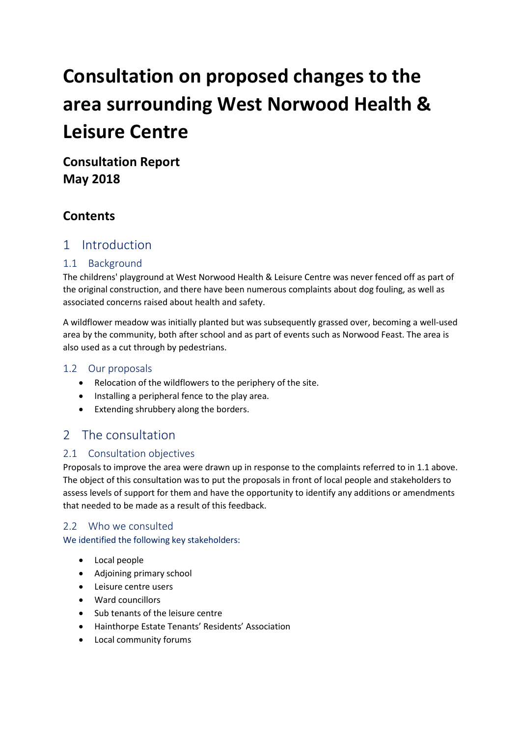# Consultation on proposed changes to the area surrounding West Norwood Health & Leisure Centre

**Consultation Report**
**May 2018**

## Contents

## 1 Introduction

### 1.1 Background

The childrens' playground at West Norwood Health & Leisure Centre was never fenced off as part of the original construction, and there have been numerous complaints about dog fouling, as well as associated concerns raised about health and safety.

A wildflower meadow was initially planted but was subsequently grassed over, becoming a well-used area by the community, both after school and as part of events such as Norwood Feast. The area is also used as a cut through by pedestrians.

### 1.2 Our proposals

- Relocation of the wildflowers to the periphery of the site.
- Installing a peripheral fence to the play area.
- Extending shrubbery along the borders.

## 2 The consultation

### 2.1 Consultation objectives

Proposals to improve the area were drawn up in response to the complaints referred to in 1.1 above. The object of this consultation was to put the proposals in front of local people and stakeholders to assess levels of support for them and have the opportunity to identify any additions or amendments that needed to be made as a result of this feedback.

### 2.2 Who we consulted

We identified the following key stakeholders:

- Local people
- Adjoining primary school
- Leisure centre users
- Ward councillors
- Sub tenants of the leisure centre
- Hainthorpe Estate Tenants' Residents' Association
- Local community forums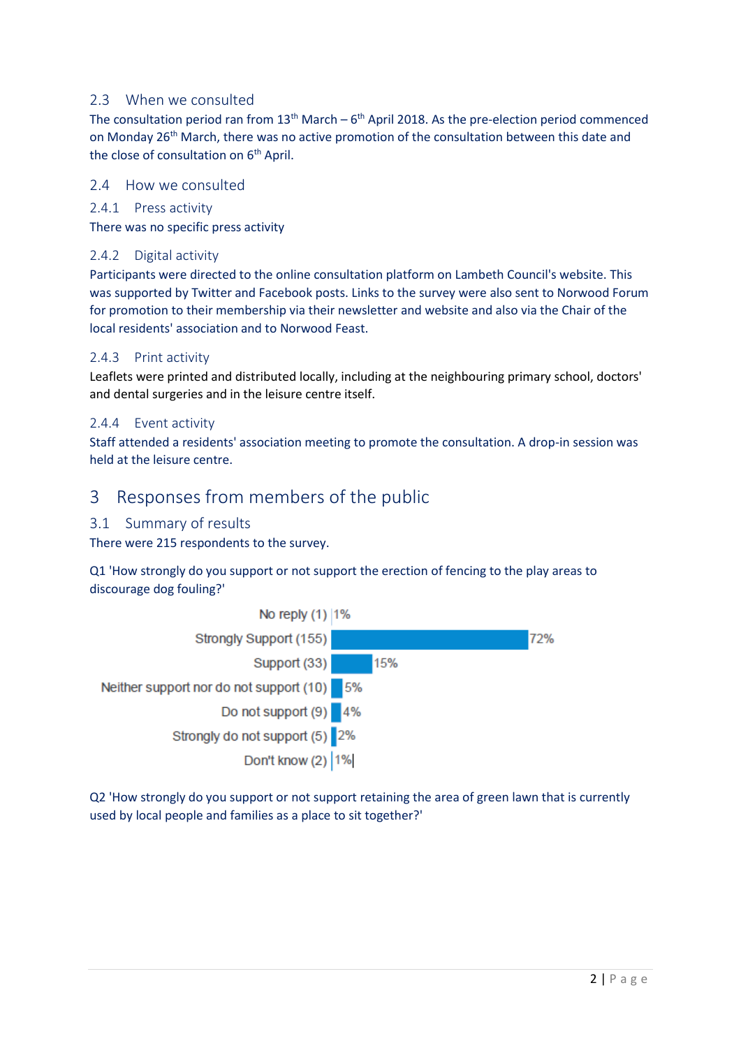## 2.3 When we consulted

The consultation period ran from 13th March – 6th April 2018. As the pre-election period commenced on Monday 26th March, there was no active promotion of the consultation between this date and the close of consultation on 6th April.

## 2.4 How we consulted

### 2.4.1 Press activity

There was no specific press activity

### 2.4.2 Digital activity

Participants were directed to the online consultation platform on Lambeth Council's website. This was supported by Twitter and Facebook posts. Links to the survey were also sent to Norwood Forum for promotion to their membership via their newsletter and website and also via the Chair of the local residents' association and to Norwood Feast.

### 2.4.3 Print activity

Leaflets were printed and distributed locally, including at the neighbouring primary school, doctors' and dental surgeries and in the leisure centre itself.

### 2.4.4 Event activity

Staff attended a residents' association meeting to promote the consultation. A drop-in session was held at the leisure centre.

# 3 Responses from members of the public

## 3.1 Summary of results

There were 215 respondents to the survey.

Q1 'How strongly do you support or not support the erection of fencing to the play areas to discourage dog fouling?'

| Response | % |
| --- | --- |
| No reply (1) | 1% |
| Strongly Support (155) | 72% |
| Support (33) | 15% |
| Neither support nor do not support (10) | 5% |
| Do not support (9) | 4% |
| Strongly do not support (5) | 2% |
| Don't know (2) | 1% |

Q2 'How strongly do you support or not support retaining the area of green lawn that is currently used by local people and families as a place to sit together?'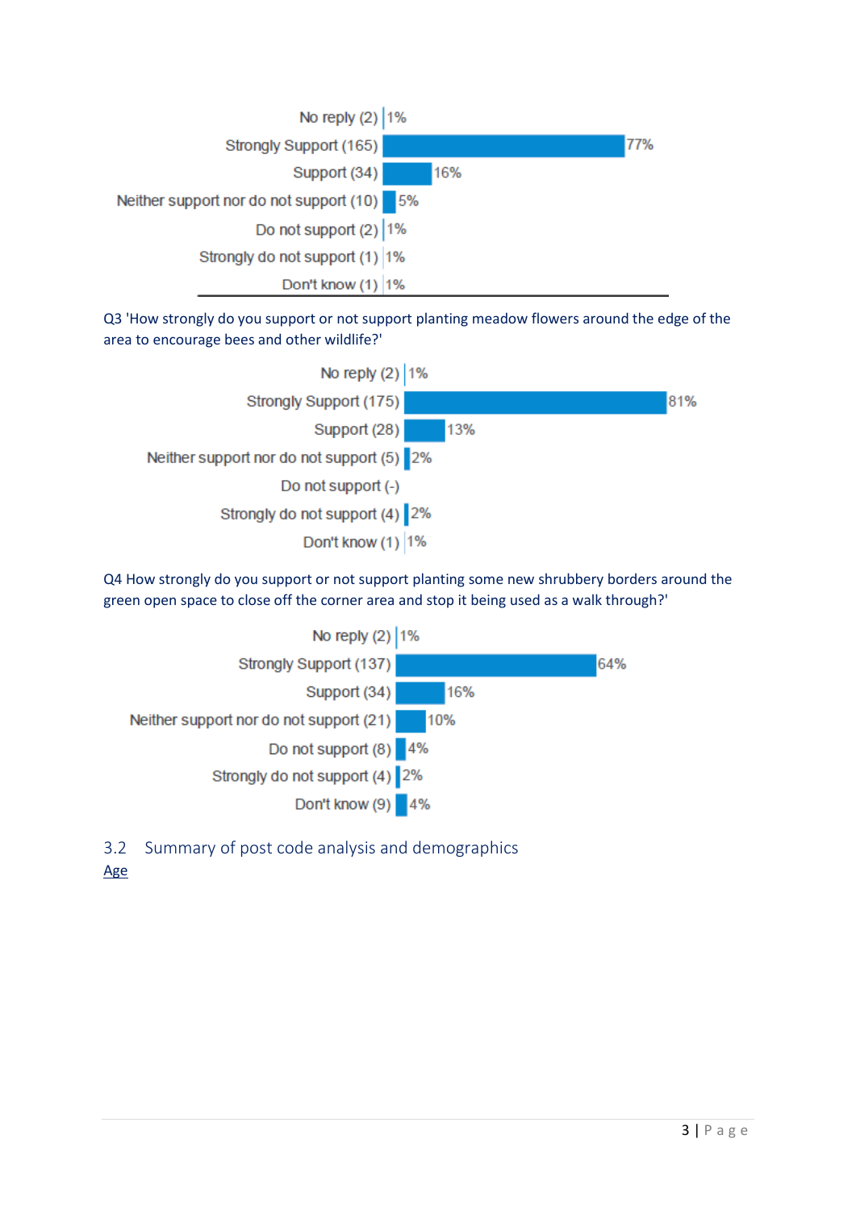| Response | Percentage |
|---|---|
| No reply (2) | 1% |
| Strongly Support (165) | 77% |
| Support (34) | 16% |
| Neither support nor do not support (10) | 5% |
| Do not support (2) | 1% |
| Strongly do not support (1) | 1% |
| Don't know (1) | 1% |

Q3 'How strongly do you support or not support planting meadow flowers around the edge of the area to encourage bees and other wildlife?'

| Response | Percentage |
|---|---|
| No reply (2) | 1% |
| Strongly Support (175) | 81% |
| Support (28) | 13% |
| Neither support nor do not support (5) | 2% |
| Do not support (-) | |
| Strongly do not support (4) | 2% |
| Don't know (1) | 1% |

Q4 How strongly do you support or not support planting some new shrubbery borders around the green open space to close off the corner area and stop it being used as a walk through?'

| Response | Percentage |
|---|---|
| No reply (2) | 1% |
| Strongly Support (137) | 64% |
| Support (34) | 16% |
| Neither support nor do not support (21) | 10% |
| Do not support (8) | 4% |
| Strongly do not support (4) | 2% |
| Don't know (9) | 4% |

## 3.2 Summary of post code analysis and demographics

Age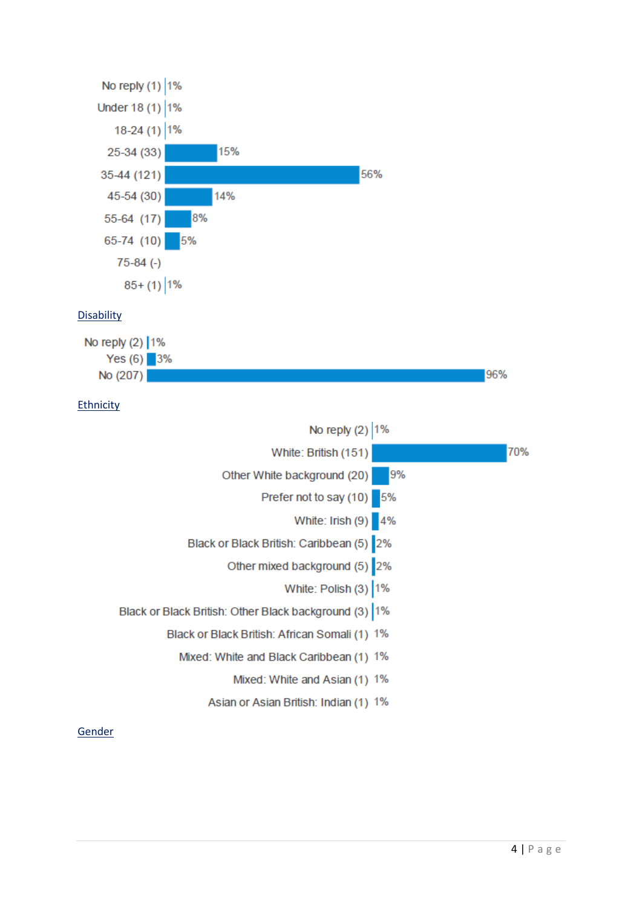| Age | % |
| --- | --- |
| No reply (1) | 1% |
| Under 18 (1) | 1% |
| 18-24 (1) | 1% |
| 25-34 (33) | 15% |
| 35-44 (121) | 56% |
| 45-54 (30) | 14% |
| 55-64 (17) | 8% |
| 65-74 (10) | 5% |
| 75-84 (-) | |
| 85+ (1) | 1% |

## Disability

| Disability | % |
| --- | --- |
| No reply (2) | 1% |
| Yes (6) | 3% |
| No (207) | 96% |

## Ethnicity

| Ethnicity | % |
| --- | --- |
| No reply (2) | 1% |
| White: British (151) | 70% |
| Other White background (20) | 9% |
| Prefer not to say (10) | 5% |
| White: Irish (9) | 4% |
| Black or Black British: Caribbean (5) | 2% |
| Other mixed background (5) | 2% |
| White: Polish (3) | 1% |
| Black or Black British: Other Black background (3) | 1% |
| Black or Black British: African Somali (1) | 1% |
| Mixed: White and Black Caribbean (1) | 1% |
| Mixed: White and Asian (1) | 1% |
| Asian or Asian British: Indian (1) | 1% |

## Gender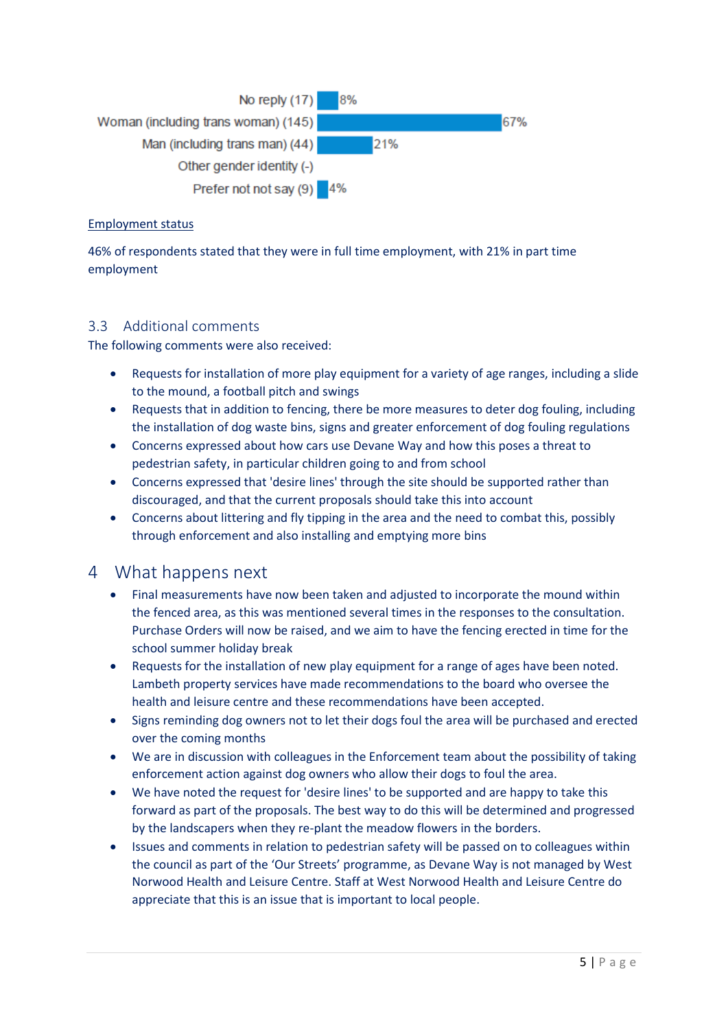| | |
|---|---|
| No reply (17) | 8% |
| Woman (including trans woman) (145) | 67% |
| Man (including trans man) (44) | 21% |
| Other gender identity (-) | |
| Prefer not not say (9) | 4% |

Employment status

46% of respondents stated that they were in full time employment, with 21% in part time employment

## 3.3 Additional comments

The following comments were also received:

- Requests for installation of more play equipment for a variety of age ranges, including a slide to the mound, a football pitch and swings
- Requests that in addition to fencing, there be more measures to deter dog fouling, including the installation of dog waste bins, signs and greater enforcement of dog fouling regulations
- Concerns expressed about how cars use Devane Way and how this poses a threat to pedestrian safety, in particular children going to and from school
- Concerns expressed that 'desire lines' through the site should be supported rather than discouraged, and that the current proposals should take this into account
- Concerns about littering and fly tipping in the area and the need to combat this, possibly through enforcement and also installing and emptying more bins

# 4 What happens next

- Final measurements have now been taken and adjusted to incorporate the mound within the fenced area, as this was mentioned several times in the responses to the consultation. Purchase Orders will now be raised, and we aim to have the fencing erected in time for the school summer holiday break
- Requests for the installation of new play equipment for a range of ages have been noted. Lambeth property services have made recommendations to the board who oversee the health and leisure centre and these recommendations have been accepted.
- Signs reminding dog owners not to let their dogs foul the area will be purchased and erected over the coming months
- We are in discussion with colleagues in the Enforcement team about the possibility of taking enforcement action against dog owners who allow their dogs to foul the area.
- We have noted the request for 'desire lines' to be supported and are happy to take this forward as part of the proposals. The best way to do this will be determined and progressed by the landscapers when they re-plant the meadow flowers in the borders.
- Issues and comments in relation to pedestrian safety will be passed on to colleagues within the council as part of the 'Our Streets' programme, as Devane Way is not managed by West Norwood Health and Leisure Centre. Staff at West Norwood Health and Leisure Centre do appreciate that this is an issue that is important to local people.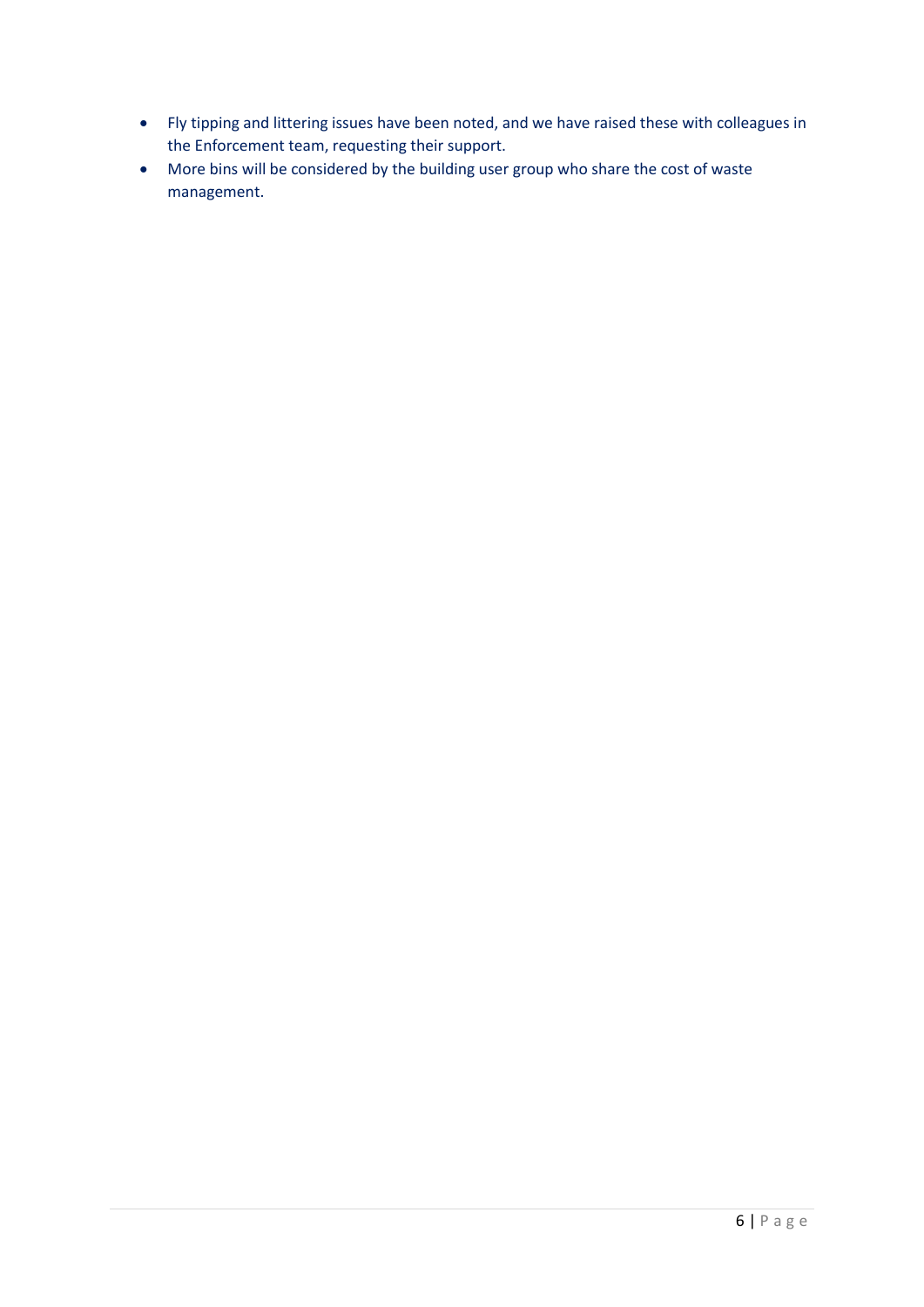- Fly tipping and littering issues have been noted, and we have raised these with colleagues in the Enforcement team, requesting their support.
- More bins will be considered by the building user group who share the cost of waste management.